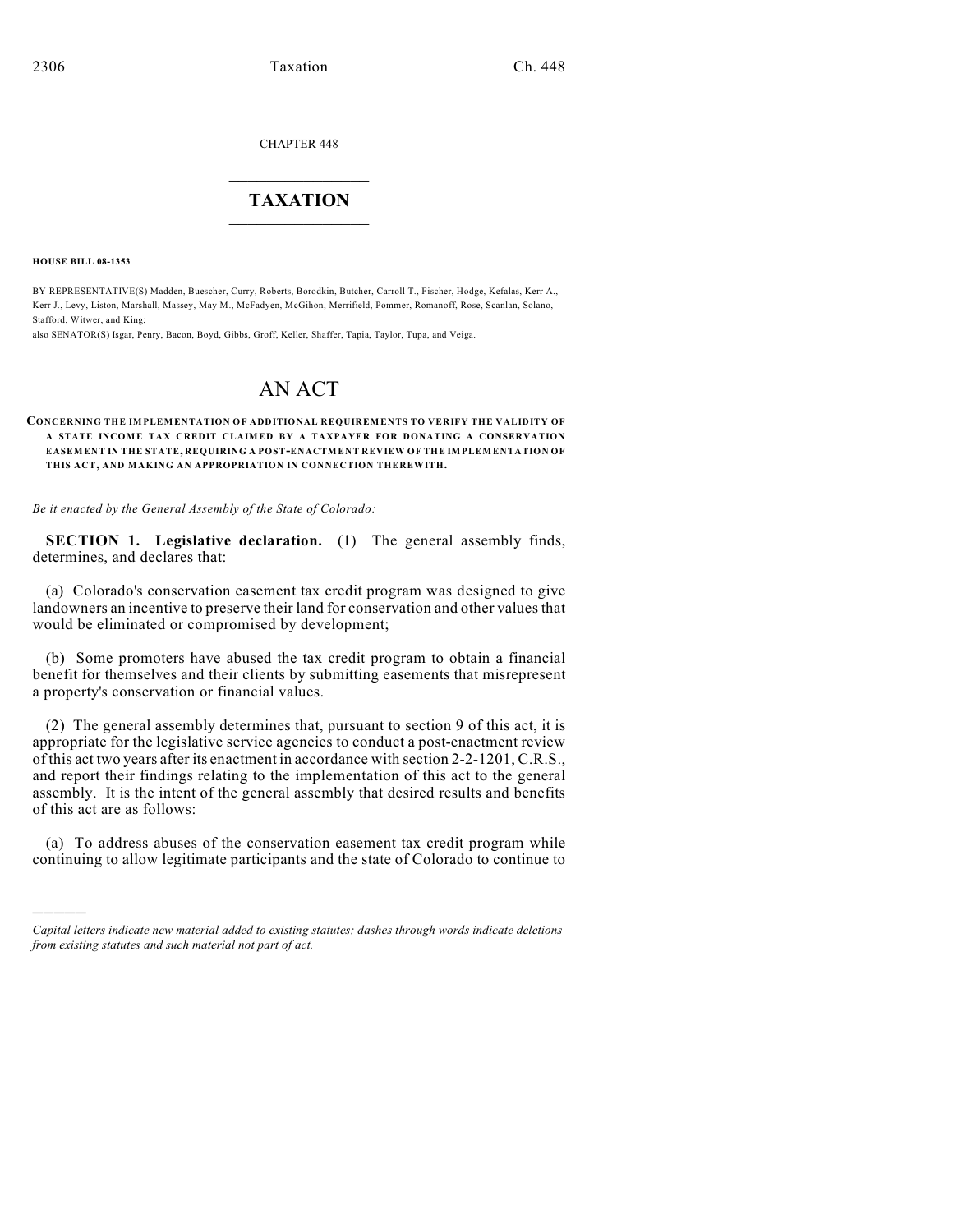CHAPTER 448

# TAXATION

**HOUSE BILL 08-1353**

BY REPRESENTATIVE(S) Madden, Buescher, Curry, Roberts, Borodkin, Butcher, Carroll T., Fischer, Hodge, Kefalas, Kerr A., Kerr J., Levy, Liston, Marshall, Massey, May M., McFadyen, McGihon, Merrifield, Pommer, Romanoff, Rose, Scanlan, Solano, Stafford, Witwer, and King;
also SENATOR(S) Isgar, Penry, Bacon, Boyd, Gibbs, Groff, Keller, Shaffer, Tapia, Taylor, Tupa, and Veiga.

# AN ACT

**CONCERNING THE IMPLEMENTATION OF ADDITIONAL REQUIREMENTS TO VERIFY THE VALIDITY OF A STATE INCOME TAX CREDIT CLAIMED BY A TAXPAYER FOR DONATING A CONSERVATION EASEMENT IN THE STATE, REQUIRING A POST-ENACTMENT REVIEW OF THE IMPLEMENTATION OF THIS ACT, AND MAKING AN APPROPRIATION IN CONNECTION THEREWITH.**

*Be it enacted by the General Assembly of the State of Colorado:*

**SECTION 1. Legislative declaration.** (1) The general assembly finds, determines, and declares that:

(a) Colorado's conservation easement tax credit program was designed to give landowners an incentive to preserve their land for conservation and other values that would be eliminated or compromised by development;

(b) Some promoters have abused the tax credit program to obtain a financial benefit for themselves and their clients by submitting easements that misrepresent a property's conservation or financial values.

(2) The general assembly determines that, pursuant to section 9 of this act, it is appropriate for the legislative service agencies to conduct a post-enactment review of this act two years after its enactment in accordance with section 2-2-1201, C.R.S., and report their findings relating to the implementation of this act to the general assembly. It is the intent of the general assembly that desired results and benefits of this act are as follows:

(a) To address abuses of the conservation easement tax credit program while continuing to allow legitimate participants and the state of Colorado to continue to

---

*Capital letters indicate new material added to existing statutes; dashes through words indicate deletions from existing statutes and such material not part of act.*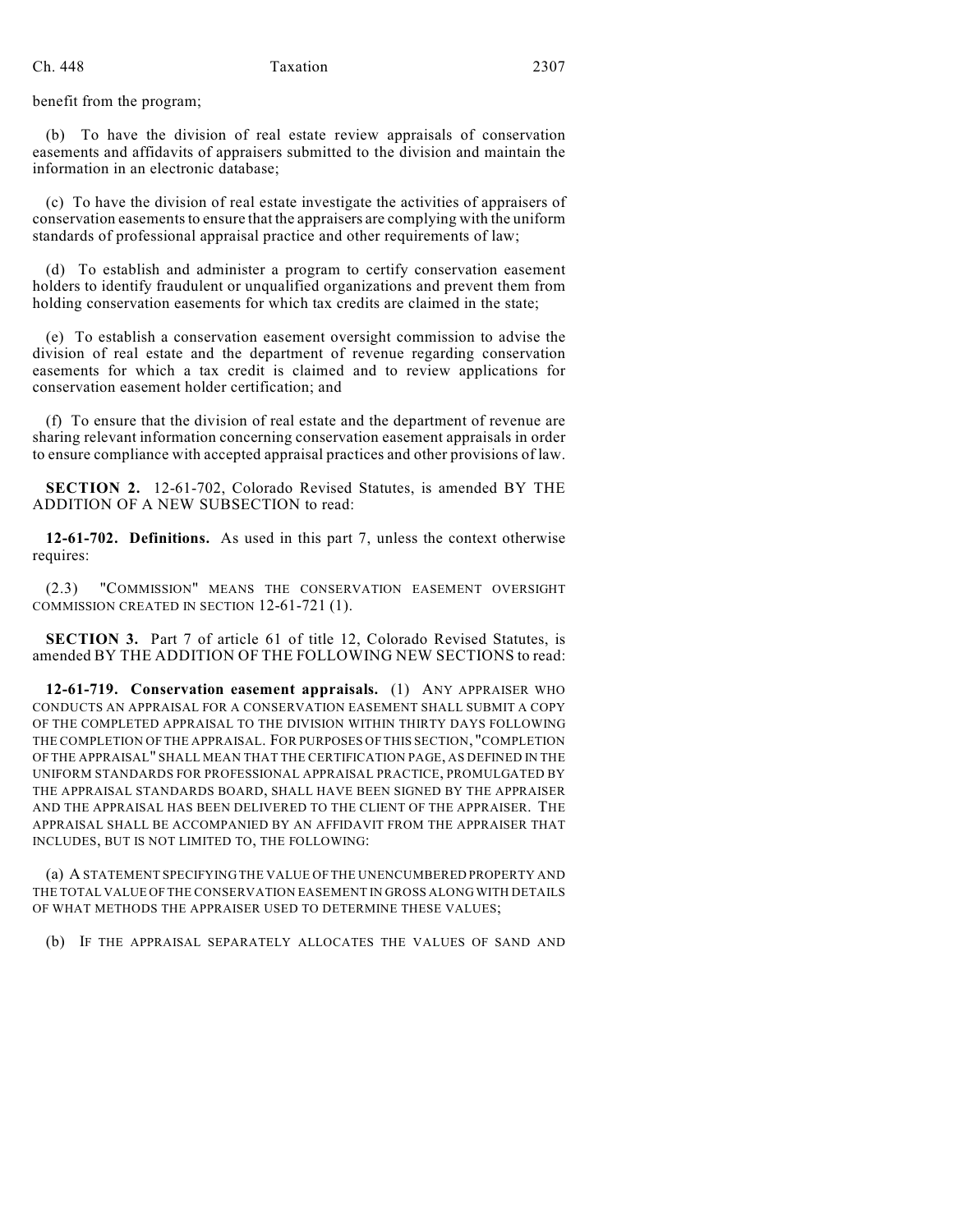benefit from the program;

(b) To have the division of real estate review appraisals of conservation easements and affidavits of appraisers submitted to the division and maintain the information in an electronic database;

(c) To have the division of real estate investigate the activities of appraisers of conservation easements to ensure that the appraisers are complying with the uniform standards of professional appraisal practice and other requirements of law;

(d) To establish and administer a program to certify conservation easement holders to identify fraudulent or unqualified organizations and prevent them from holding conservation easements for which tax credits are claimed in the state;

(e) To establish a conservation easement oversight commission to advise the division of real estate and the department of revenue regarding conservation easements for which a tax credit is claimed and to review applications for conservation easement holder certification; and

(f) To ensure that the division of real estate and the department of revenue are sharing relevant information concerning conservation easement appraisals in order to ensure compliance with accepted appraisal practices and other provisions of law.

**SECTION 2.** 12-61-702, Colorado Revised Statutes, is amended BY THE ADDITION OF A NEW SUBSECTION to read:

**12-61-702. Definitions.** As used in this part 7, unless the context otherwise requires:

(2.3) "COMMISSION" MEANS THE CONSERVATION EASEMENT OVERSIGHT COMMISSION CREATED IN SECTION 12-61-721 (1).

**SECTION 3.** Part 7 of article 61 of title 12, Colorado Revised Statutes, is amended BY THE ADDITION OF THE FOLLOWING NEW SECTIONS to read:

**12-61-719. Conservation easement appraisals.** (1) ANY APPRAISER WHO CONDUCTS AN APPRAISAL FOR A CONSERVATION EASEMENT SHALL SUBMIT A COPY OF THE COMPLETED APPRAISAL TO THE DIVISION WITHIN THIRTY DAYS FOLLOWING THE COMPLETION OF THE APPRAISAL. FOR PURPOSES OF THIS SECTION, "COMPLETION OF THE APPRAISAL" SHALL MEAN THAT THE CERTIFICATION PAGE, AS DEFINED IN THE UNIFORM STANDARDS FOR PROFESSIONAL APPRAISAL PRACTICE, PROMULGATED BY THE APPRAISAL STANDARDS BOARD, SHALL HAVE BEEN SIGNED BY THE APPRAISER AND THE APPRAISAL HAS BEEN DELIVERED TO THE CLIENT OF THE APPRAISER. THE APPRAISAL SHALL BE ACCOMPANIED BY AN AFFIDAVIT FROM THE APPRAISER THAT INCLUDES, BUT IS NOT LIMITED TO, THE FOLLOWING:

(a) A STATEMENT SPECIFYING THE VALUE OF THE UNENCUMBERED PROPERTY AND THE TOTAL VALUE OF THE CONSERVATION EASEMENT IN GROSS ALONG WITH DETAILS OF WHAT METHODS THE APPRAISER USED TO DETERMINE THESE VALUES;

(b) IF THE APPRAISAL SEPARATELY ALLOCATES THE VALUES OF SAND AND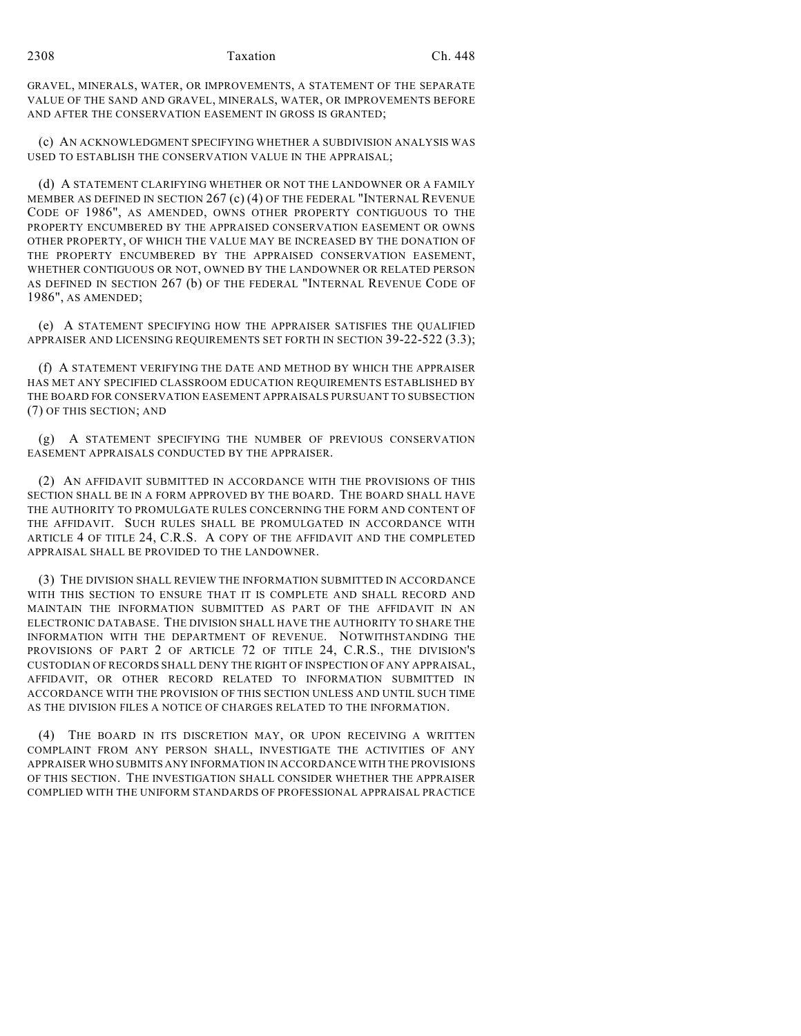GRAVEL, MINERALS, WATER, OR IMPROVEMENTS, A STATEMENT OF THE SEPARATE VALUE OF THE SAND AND GRAVEL, MINERALS, WATER, OR IMPROVEMENTS BEFORE AND AFTER THE CONSERVATION EASEMENT IN GROSS IS GRANTED;

(c) AN ACKNOWLEDGMENT SPECIFYING WHETHER A SUBDIVISION ANALYSIS WAS USED TO ESTABLISH THE CONSERVATION VALUE IN THE APPRAISAL;

(d) A STATEMENT CLARIFYING WHETHER OR NOT THE LANDOWNER OR A FAMILY MEMBER AS DEFINED IN SECTION 267 (c) (4) OF THE FEDERAL "INTERNAL REVENUE CODE OF 1986", AS AMENDED, OWNS OTHER PROPERTY CONTIGUOUS TO THE PROPERTY ENCUMBERED BY THE APPRAISED CONSERVATION EASEMENT OR OWNS OTHER PROPERTY, OF WHICH THE VALUE MAY BE INCREASED BY THE DONATION OF THE PROPERTY ENCUMBERED BY THE APPRAISED CONSERVATION EASEMENT, WHETHER CONTIGUOUS OR NOT, OWNED BY THE LANDOWNER OR RELATED PERSON AS DEFINED IN SECTION 267 (b) OF THE FEDERAL "INTERNAL REVENUE CODE OF 1986", AS AMENDED;

(e) A STATEMENT SPECIFYING HOW THE APPRAISER SATISFIES THE QUALIFIED APPRAISER AND LICENSING REQUIREMENTS SET FORTH IN SECTION 39-22-522 (3.3);

(f) A STATEMENT VERIFYING THE DATE AND METHOD BY WHICH THE APPRAISER HAS MET ANY SPECIFIED CLASSROOM EDUCATION REQUIREMENTS ESTABLISHED BY THE BOARD FOR CONSERVATION EASEMENT APPRAISALS PURSUANT TO SUBSECTION (7) OF THIS SECTION; AND

(g) A STATEMENT SPECIFYING THE NUMBER OF PREVIOUS CONSERVATION EASEMENT APPRAISALS CONDUCTED BY THE APPRAISER.

(2) AN AFFIDAVIT SUBMITTED IN ACCORDANCE WITH THE PROVISIONS OF THIS SECTION SHALL BE IN A FORM APPROVED BY THE BOARD. THE BOARD SHALL HAVE THE AUTHORITY TO PROMULGATE RULES CONCERNING THE FORM AND CONTENT OF THE AFFIDAVIT. SUCH RULES SHALL BE PROMULGATED IN ACCORDANCE WITH ARTICLE 4 OF TITLE 24, C.R.S. A COPY OF THE AFFIDAVIT AND THE COMPLETED APPRAISAL SHALL BE PROVIDED TO THE LANDOWNER.

(3) THE DIVISION SHALL REVIEW THE INFORMATION SUBMITTED IN ACCORDANCE WITH THIS SECTION TO ENSURE THAT IT IS COMPLETE AND SHALL RECORD AND MAINTAIN THE INFORMATION SUBMITTED AS PART OF THE AFFIDAVIT IN AN ELECTRONIC DATABASE. THE DIVISION SHALL HAVE THE AUTHORITY TO SHARE THE INFORMATION WITH THE DEPARTMENT OF REVENUE. NOTWITHSTANDING THE PROVISIONS OF PART 2 OF ARTICLE 72 OF TITLE 24, C.R.S., THE DIVISION'S CUSTODIAN OF RECORDS SHALL DENY THE RIGHT OF INSPECTION OF ANY APPRAISAL, AFFIDAVIT, OR OTHER RECORD RELATED TO INFORMATION SUBMITTED IN ACCORDANCE WITH THE PROVISION OF THIS SECTION UNLESS AND UNTIL SUCH TIME AS THE DIVISION FILES A NOTICE OF CHARGES RELATED TO THE INFORMATION.

(4) THE BOARD IN ITS DISCRETION MAY, OR UPON RECEIVING A WRITTEN COMPLAINT FROM ANY PERSON SHALL, INVESTIGATE THE ACTIVITIES OF ANY APPRAISER WHO SUBMITS ANY INFORMATION IN ACCORDANCE WITH THE PROVISIONS OF THIS SECTION. THE INVESTIGATION SHALL CONSIDER WHETHER THE APPRAISER COMPLIED WITH THE UNIFORM STANDARDS OF PROFESSIONAL APPRAISAL PRACTICE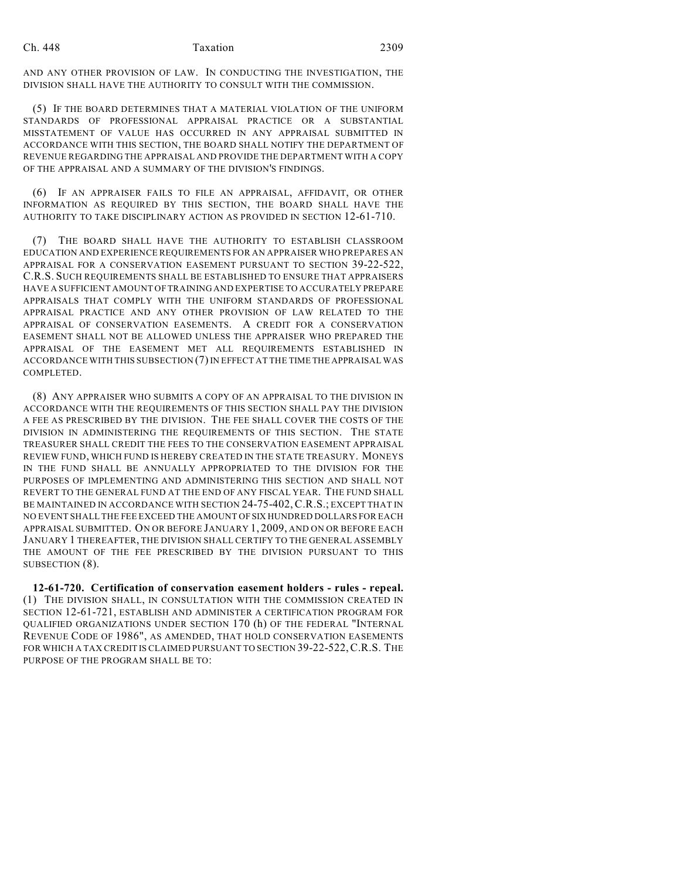AND ANY OTHER PROVISION OF LAW. IN CONDUCTING THE INVESTIGATION, THE DIVISION SHALL HAVE THE AUTHORITY TO CONSULT WITH THE COMMISSION.

(5) IF THE BOARD DETERMINES THAT A MATERIAL VIOLATION OF THE UNIFORM STANDARDS OF PROFESSIONAL APPRAISAL PRACTICE OR A SUBSTANTIAL MISSTATEMENT OF VALUE HAS OCCURRED IN ANY APPRAISAL SUBMITTED IN ACCORDANCE WITH THIS SECTION, THE BOARD SHALL NOTIFY THE DEPARTMENT OF REVENUE REGARDING THE APPRAISAL AND PROVIDE THE DEPARTMENT WITH A COPY OF THE APPRAISAL AND A SUMMARY OF THE DIVISION'S FINDINGS.

(6) IF AN APPRAISER FAILS TO FILE AN APPRAISAL, AFFIDAVIT, OR OTHER INFORMATION AS REQUIRED BY THIS SECTION, THE BOARD SHALL HAVE THE AUTHORITY TO TAKE DISCIPLINARY ACTION AS PROVIDED IN SECTION 12-61-710.

(7) THE BOARD SHALL HAVE THE AUTHORITY TO ESTABLISH CLASSROOM EDUCATION AND EXPERIENCE REQUIREMENTS FOR AN APPRAISER WHO PREPARES AN APPRAISAL FOR A CONSERVATION EASEMENT PURSUANT TO SECTION 39-22-522, C.R.S. SUCH REQUIREMENTS SHALL BE ESTABLISHED TO ENSURE THAT APPRAISERS HAVE A SUFFICIENT AMOUNT OF TRAINING AND EXPERTISE TO ACCURATELY PREPARE APPRAISALS THAT COMPLY WITH THE UNIFORM STANDARDS OF PROFESSIONAL APPRAISAL PRACTICE AND ANY OTHER PROVISION OF LAW RELATED TO THE APPRAISAL OF CONSERVATION EASEMENTS. A CREDIT FOR A CONSERVATION EASEMENT SHALL NOT BE ALLOWED UNLESS THE APPRAISER WHO PREPARED THE APPRAISAL OF THE EASEMENT MET ALL REQUIREMENTS ESTABLISHED IN ACCORDANCE WITH THIS SUBSECTION (7) IN EFFECT AT THE TIME THE APPRAISAL WAS COMPLETED.

(8) ANY APPRAISER WHO SUBMITS A COPY OF AN APPRAISAL TO THE DIVISION IN ACCORDANCE WITH THE REQUIREMENTS OF THIS SECTION SHALL PAY THE DIVISION A FEE AS PRESCRIBED BY THE DIVISION. THE FEE SHALL COVER THE COSTS OF THE DIVISION IN ADMINISTERING THE REQUIREMENTS OF THIS SECTION. THE STATE TREASURER SHALL CREDIT THE FEES TO THE CONSERVATION EASEMENT APPRAISAL REVIEW FUND, WHICH FUND IS HEREBY CREATED IN THE STATE TREASURY. MONEYS IN THE FUND SHALL BE ANNUALLY APPROPRIATED TO THE DIVISION FOR THE PURPOSES OF IMPLEMENTING AND ADMINISTERING THIS SECTION AND SHALL NOT REVERT TO THE GENERAL FUND AT THE END OF ANY FISCAL YEAR. THE FUND SHALL BE MAINTAINED IN ACCORDANCE WITH SECTION 24-75-402, C.R.S.; EXCEPT THAT IN NO EVENT SHALL THE FEE EXCEED THE AMOUNT OF SIX HUNDRED DOLLARS FOR EACH APPRAISAL SUBMITTED. ON OR BEFORE JANUARY 1, 2009, AND ON OR BEFORE EACH JANUARY 1 THEREAFTER, THE DIVISION SHALL CERTIFY TO THE GENERAL ASSEMBLY THE AMOUNT OF THE FEE PRESCRIBED BY THE DIVISION PURSUANT TO THIS SUBSECTION (8).

**12-61-720. Certification of conservation easement holders - rules - repeal.** (1) THE DIVISION SHALL, IN CONSULTATION WITH THE COMMISSION CREATED IN SECTION 12-61-721, ESTABLISH AND ADMINISTER A CERTIFICATION PROGRAM FOR QUALIFIED ORGANIZATIONS UNDER SECTION 170 (h) OF THE FEDERAL "INTERNAL REVENUE CODE OF 1986", AS AMENDED, THAT HOLD CONSERVATION EASEMENTS FOR WHICH A TAX CREDIT IS CLAIMED PURSUANT TO SECTION 39-22-522, C.R.S. THE PURPOSE OF THE PROGRAM SHALL BE TO: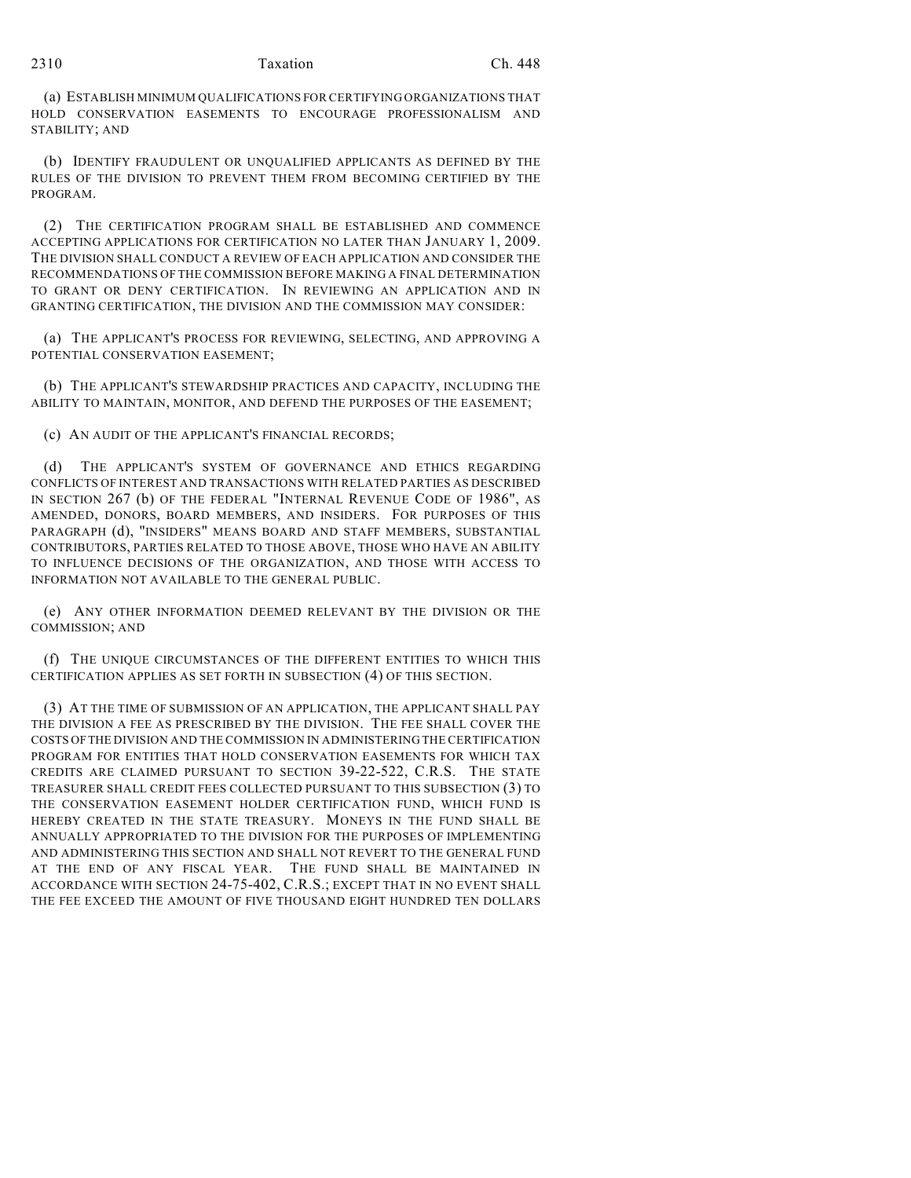(a) ESTABLISH MINIMUM QUALIFICATIONS FOR CERTIFYING ORGANIZATIONS THAT HOLD CONSERVATION EASEMENTS TO ENCOURAGE PROFESSIONALISM AND STABILITY; AND

(b) IDENTIFY FRAUDULENT OR UNQUALIFIED APPLICANTS AS DEFINED BY THE RULES OF THE DIVISION TO PREVENT THEM FROM BECOMING CERTIFIED BY THE PROGRAM.

(2) THE CERTIFICATION PROGRAM SHALL BE ESTABLISHED AND COMMENCE ACCEPTING APPLICATIONS FOR CERTIFICATION NO LATER THAN JANUARY 1, 2009. THE DIVISION SHALL CONDUCT A REVIEW OF EACH APPLICATION AND CONSIDER THE RECOMMENDATIONS OF THE COMMISSION BEFORE MAKING A FINAL DETERMINATION TO GRANT OR DENY CERTIFICATION. IN REVIEWING AN APPLICATION AND IN GRANTING CERTIFICATION, THE DIVISION AND THE COMMISSION MAY CONSIDER:

(a) THE APPLICANT'S PROCESS FOR REVIEWING, SELECTING, AND APPROVING A POTENTIAL CONSERVATION EASEMENT;

(b) THE APPLICANT'S STEWARDSHIP PRACTICES AND CAPACITY, INCLUDING THE ABILITY TO MAINTAIN, MONITOR, AND DEFEND THE PURPOSES OF THE EASEMENT;

(c) AN AUDIT OF THE APPLICANT'S FINANCIAL RECORDS;

(d) THE APPLICANT'S SYSTEM OF GOVERNANCE AND ETHICS REGARDING CONFLICTS OF INTEREST AND TRANSACTIONS WITH RELATED PARTIES AS DESCRIBED IN SECTION 267 (b) OF THE FEDERAL "INTERNAL REVENUE CODE OF 1986", AS AMENDED, DONORS, BOARD MEMBERS, AND INSIDERS. FOR PURPOSES OF THIS PARAGRAPH (d), "INSIDERS" MEANS BOARD AND STAFF MEMBERS, SUBSTANTIAL CONTRIBUTORS, PARTIES RELATED TO THOSE ABOVE, THOSE WHO HAVE AN ABILITY TO INFLUENCE DECISIONS OF THE ORGANIZATION, AND THOSE WITH ACCESS TO INFORMATION NOT AVAILABLE TO THE GENERAL PUBLIC.

(e) ANY OTHER INFORMATION DEEMED RELEVANT BY THE DIVISION OR THE COMMISSION; AND

(f) THE UNIQUE CIRCUMSTANCES OF THE DIFFERENT ENTITIES TO WHICH THIS CERTIFICATION APPLIES AS SET FORTH IN SUBSECTION (4) OF THIS SECTION.

(3) AT THE TIME OF SUBMISSION OF AN APPLICATION, THE APPLICANT SHALL PAY THE DIVISION A FEE AS PRESCRIBED BY THE DIVISION. THE FEE SHALL COVER THE COSTS OF THE DIVISION AND THE COMMISSION IN ADMINISTERING THE CERTIFICATION PROGRAM FOR ENTITIES THAT HOLD CONSERVATION EASEMENTS FOR WHICH TAX CREDITS ARE CLAIMED PURSUANT TO SECTION 39-22-522, C.R.S. THE STATE TREASURER SHALL CREDIT FEES COLLECTED PURSUANT TO THIS SUBSECTION (3) TO THE CONSERVATION EASEMENT HOLDER CERTIFICATION FUND, WHICH FUND IS HEREBY CREATED IN THE STATE TREASURY. MONEYS IN THE FUND SHALL BE ANNUALLY APPROPRIATED TO THE DIVISION FOR THE PURPOSES OF IMPLEMENTING AND ADMINISTERING THIS SECTION AND SHALL NOT REVERT TO THE GENERAL FUND AT THE END OF ANY FISCAL YEAR. THE FUND SHALL BE MAINTAINED IN ACCORDANCE WITH SECTION 24-75-402, C.R.S.; EXCEPT THAT IN NO EVENT SHALL THE FEE EXCEED THE AMOUNT OF FIVE THOUSAND EIGHT HUNDRED TEN DOLLARS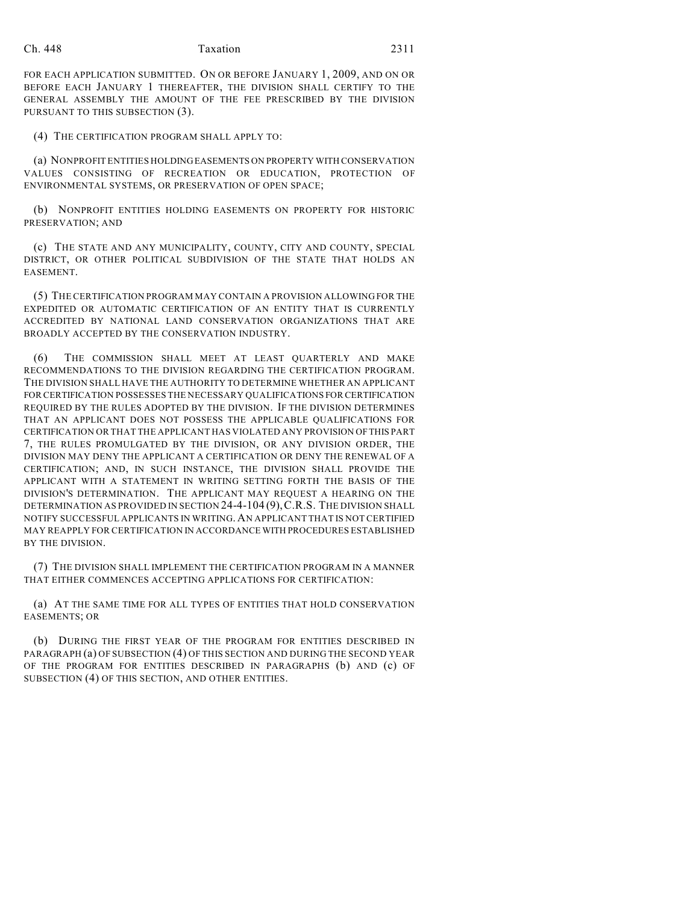FOR EACH APPLICATION SUBMITTED. ON OR BEFORE JANUARY 1, 2009, AND ON OR BEFORE EACH JANUARY 1 THEREAFTER, THE DIVISION SHALL CERTIFY TO THE GENERAL ASSEMBLY THE AMOUNT OF THE FEE PRESCRIBED BY THE DIVISION PURSUANT TO THIS SUBSECTION (3).

(4) THE CERTIFICATION PROGRAM SHALL APPLY TO:

(a) NONPROFIT ENTITIES HOLDING EASEMENTS ON PROPERTY WITH CONSERVATION VALUES CONSISTING OF RECREATION OR EDUCATION, PROTECTION OF ENVIRONMENTAL SYSTEMS, OR PRESERVATION OF OPEN SPACE;

(b) NONPROFIT ENTITIES HOLDING EASEMENTS ON PROPERTY FOR HISTORIC PRESERVATION; AND

(c) THE STATE AND ANY MUNICIPALITY, COUNTY, CITY AND COUNTY, SPECIAL DISTRICT, OR OTHER POLITICAL SUBDIVISION OF THE STATE THAT HOLDS AN EASEMENT.

(5) THE CERTIFICATION PROGRAM MAY CONTAIN A PROVISION ALLOWING FOR THE EXPEDITED OR AUTOMATIC CERTIFICATION OF AN ENTITY THAT IS CURRENTLY ACCREDITED BY NATIONAL LAND CONSERVATION ORGANIZATIONS THAT ARE BROADLY ACCEPTED BY THE CONSERVATION INDUSTRY.

(6) THE COMMISSION SHALL MEET AT LEAST QUARTERLY AND MAKE RECOMMENDATIONS TO THE DIVISION REGARDING THE CERTIFICATION PROGRAM. THE DIVISION SHALL HAVE THE AUTHORITY TO DETERMINE WHETHER AN APPLICANT FOR CERTIFICATION POSSESSES THE NECESSARY QUALIFICATIONS FOR CERTIFICATION REQUIRED BY THE RULES ADOPTED BY THE DIVISION. IF THE DIVISION DETERMINES THAT AN APPLICANT DOES NOT POSSESS THE APPLICABLE QUALIFICATIONS FOR CERTIFICATION OR THAT THE APPLICANT HAS VIOLATED ANY PROVISION OF THIS PART 7, THE RULES PROMULGATED BY THE DIVISION, OR ANY DIVISION ORDER, THE DIVISION MAY DENY THE APPLICANT A CERTIFICATION OR DENY THE RENEWAL OF A CERTIFICATION; AND, IN SUCH INSTANCE, THE DIVISION SHALL PROVIDE THE APPLICANT WITH A STATEMENT IN WRITING SETTING FORTH THE BASIS OF THE DIVISION'S DETERMINATION. THE APPLICANT MAY REQUEST A HEARING ON THE DETERMINATION AS PROVIDED IN SECTION 24-4-104 (9), C.R.S. THE DIVISION SHALL NOTIFY SUCCESSFUL APPLICANTS IN WRITING. AN APPLICANT THAT IS NOT CERTIFIED MAY REAPPLY FOR CERTIFICATION IN ACCORDANCE WITH PROCEDURES ESTABLISHED BY THE DIVISION.

(7) THE DIVISION SHALL IMPLEMENT THE CERTIFICATION PROGRAM IN A MANNER THAT EITHER COMMENCES ACCEPTING APPLICATIONS FOR CERTIFICATION:

(a) AT THE SAME TIME FOR ALL TYPES OF ENTITIES THAT HOLD CONSERVATION EASEMENTS; OR

(b) DURING THE FIRST YEAR OF THE PROGRAM FOR ENTITIES DESCRIBED IN PARAGRAPH (a) OF SUBSECTION (4) OF THIS SECTION AND DURING THE SECOND YEAR OF THE PROGRAM FOR ENTITIES DESCRIBED IN PARAGRAPHS (b) AND (c) OF SUBSECTION (4) OF THIS SECTION, AND OTHER ENTITIES.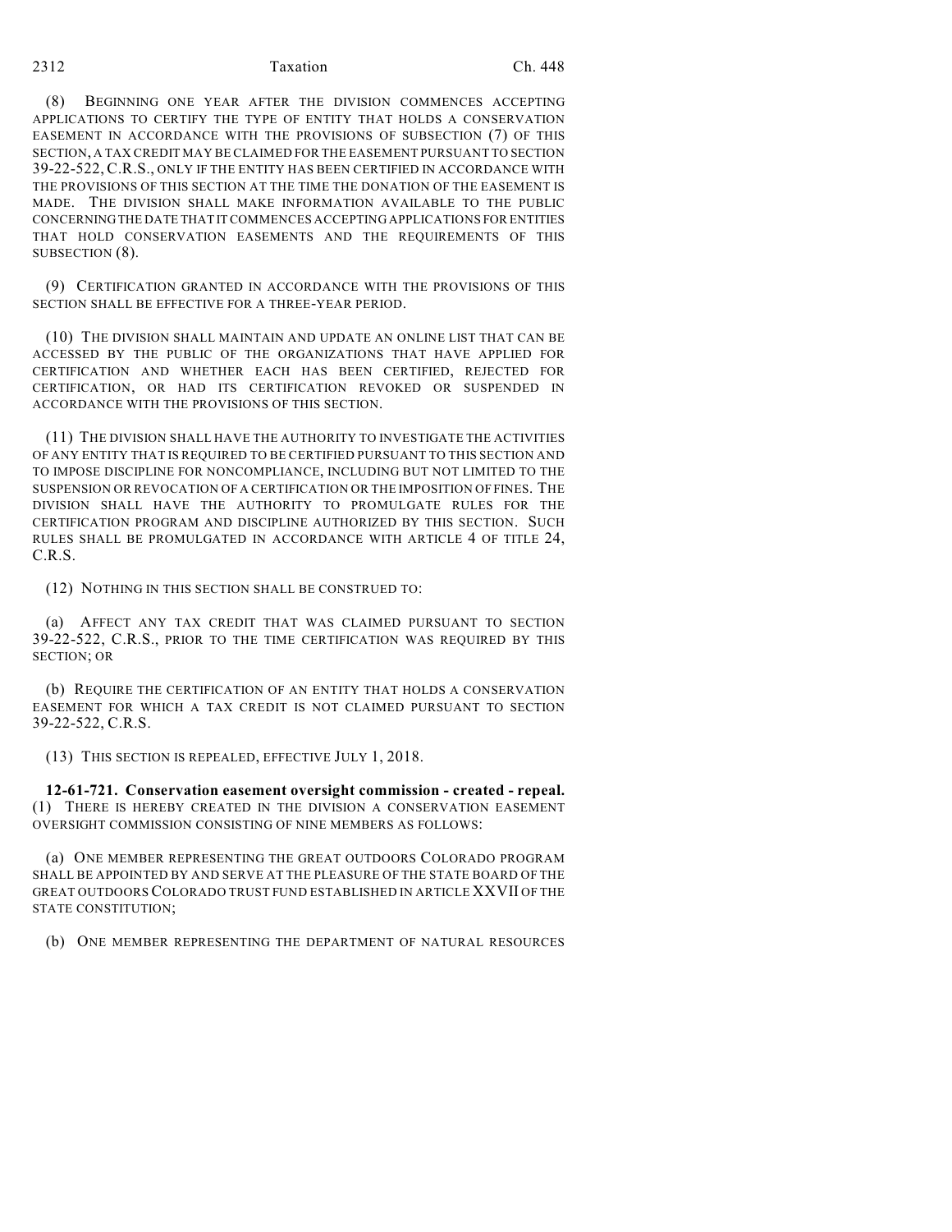(8) BEGINNING ONE YEAR AFTER THE DIVISION COMMENCES ACCEPTING APPLICATIONS TO CERTIFY THE TYPE OF ENTITY THAT HOLDS A CONSERVATION EASEMENT IN ACCORDANCE WITH THE PROVISIONS OF SUBSECTION (7) OF THIS SECTION, A TAX CREDIT MAY BE CLAIMED FOR THE EASEMENT PURSUANT TO SECTION 39-22-522, C.R.S., ONLY IF THE ENTITY HAS BEEN CERTIFIED IN ACCORDANCE WITH THE PROVISIONS OF THIS SECTION AT THE TIME THE DONATION OF THE EASEMENT IS MADE. THE DIVISION SHALL MAKE INFORMATION AVAILABLE TO THE PUBLIC CONCERNING THE DATE THAT IT COMMENCES ACCEPTING APPLICATIONS FOR ENTITIES THAT HOLD CONSERVATION EASEMENTS AND THE REQUIREMENTS OF THIS SUBSECTION (8).

(9) CERTIFICATION GRANTED IN ACCORDANCE WITH THE PROVISIONS OF THIS SECTION SHALL BE EFFECTIVE FOR A THREE-YEAR PERIOD.

(10) THE DIVISION SHALL MAINTAIN AND UPDATE AN ONLINE LIST THAT CAN BE ACCESSED BY THE PUBLIC OF THE ORGANIZATIONS THAT HAVE APPLIED FOR CERTIFICATION AND WHETHER EACH HAS BEEN CERTIFIED, REJECTED FOR CERTIFICATION, OR HAD ITS CERTIFICATION REVOKED OR SUSPENDED IN ACCORDANCE WITH THE PROVISIONS OF THIS SECTION.

(11) THE DIVISION SHALL HAVE THE AUTHORITY TO INVESTIGATE THE ACTIVITIES OF ANY ENTITY THAT IS REQUIRED TO BE CERTIFIED PURSUANT TO THIS SECTION AND TO IMPOSE DISCIPLINE FOR NONCOMPLIANCE, INCLUDING BUT NOT LIMITED TO THE SUSPENSION OR REVOCATION OF A CERTIFICATION OR THE IMPOSITION OF FINES. THE DIVISION SHALL HAVE THE AUTHORITY TO PROMULGATE RULES FOR THE CERTIFICATION PROGRAM AND DISCIPLINE AUTHORIZED BY THIS SECTION. SUCH RULES SHALL BE PROMULGATED IN ACCORDANCE WITH ARTICLE 4 OF TITLE 24, C.R.S.

(12) NOTHING IN THIS SECTION SHALL BE CONSTRUED TO:

(a) AFFECT ANY TAX CREDIT THAT WAS CLAIMED PURSUANT TO SECTION 39-22-522, C.R.S., PRIOR TO THE TIME CERTIFICATION WAS REQUIRED BY THIS SECTION; OR

(b) REQUIRE THE CERTIFICATION OF AN ENTITY THAT HOLDS A CONSERVATION EASEMENT FOR WHICH A TAX CREDIT IS NOT CLAIMED PURSUANT TO SECTION 39-22-522, C.R.S.

(13) THIS SECTION IS REPEALED, EFFECTIVE JULY 1, 2018.

**12-61-721. Conservation easement oversight commission - created - repeal.** (1) THERE IS HEREBY CREATED IN THE DIVISION A CONSERVATION EASEMENT OVERSIGHT COMMISSION CONSISTING OF NINE MEMBERS AS FOLLOWS:

(a) ONE MEMBER REPRESENTING THE GREAT OUTDOORS COLORADO PROGRAM SHALL BE APPOINTED BY AND SERVE AT THE PLEASURE OF THE STATE BOARD OF THE GREAT OUTDOORS COLORADO TRUST FUND ESTABLISHED IN ARTICLE XXVII OF THE STATE CONSTITUTION;

(b) ONE MEMBER REPRESENTING THE DEPARTMENT OF NATURAL RESOURCES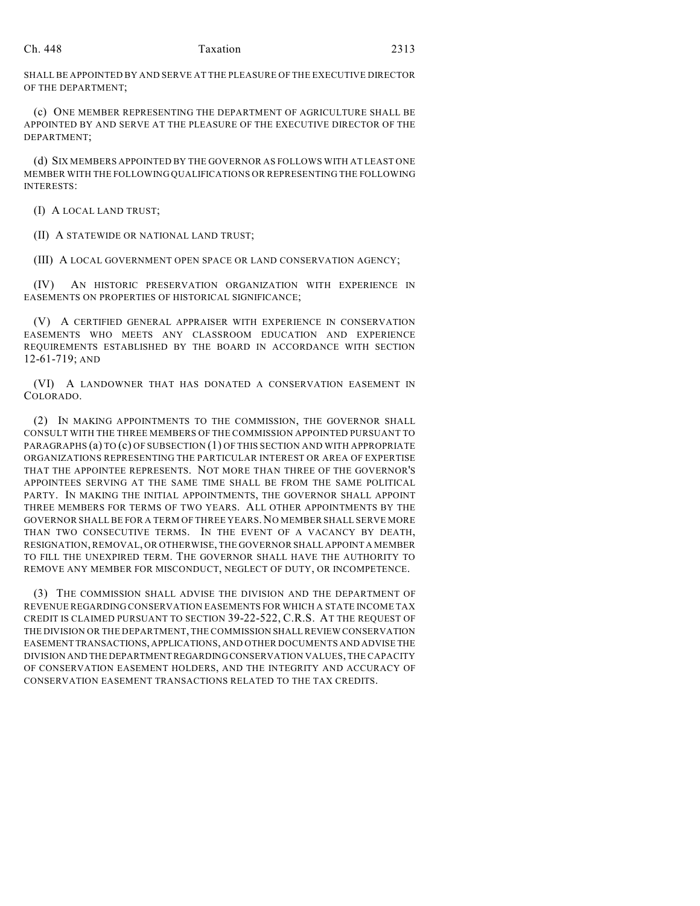SHALL BE APPOINTED BY AND SERVE AT THE PLEASURE OF THE EXECUTIVE DIRECTOR OF THE DEPARTMENT;

(c) ONE MEMBER REPRESENTING THE DEPARTMENT OF AGRICULTURE SHALL BE APPOINTED BY AND SERVE AT THE PLEASURE OF THE EXECUTIVE DIRECTOR OF THE DEPARTMENT;

(d) SIX MEMBERS APPOINTED BY THE GOVERNOR AS FOLLOWS WITH AT LEAST ONE MEMBER WITH THE FOLLOWING QUALIFICATIONS OR REPRESENTING THE FOLLOWING INTERESTS:

(I) A LOCAL LAND TRUST;

(II) A STATEWIDE OR NATIONAL LAND TRUST;

(III) A LOCAL GOVERNMENT OPEN SPACE OR LAND CONSERVATION AGENCY;

(IV) AN HISTORIC PRESERVATION ORGANIZATION WITH EXPERIENCE IN EASEMENTS ON PROPERTIES OF HISTORICAL SIGNIFICANCE;

(V) A CERTIFIED GENERAL APPRAISER WITH EXPERIENCE IN CONSERVATION EASEMENTS WHO MEETS ANY CLASSROOM EDUCATION AND EXPERIENCE REQUIREMENTS ESTABLISHED BY THE BOARD IN ACCORDANCE WITH SECTION 12-61-719; AND

(VI) A LANDOWNER THAT HAS DONATED A CONSERVATION EASEMENT IN COLORADO.

(2) IN MAKING APPOINTMENTS TO THE COMMISSION, THE GOVERNOR SHALL CONSULT WITH THE THREE MEMBERS OF THE COMMISSION APPOINTED PURSUANT TO PARAGRAPHS (a) TO (c) OF SUBSECTION (1) OF THIS SECTION AND WITH APPROPRIATE ORGANIZATIONS REPRESENTING THE PARTICULAR INTEREST OR AREA OF EXPERTISE THAT THE APPOINTEE REPRESENTS. NOT MORE THAN THREE OF THE GOVERNOR'S APPOINTEES SERVING AT THE SAME TIME SHALL BE FROM THE SAME POLITICAL PARTY. IN MAKING THE INITIAL APPOINTMENTS, THE GOVERNOR SHALL APPOINT THREE MEMBERS FOR TERMS OF TWO YEARS. ALL OTHER APPOINTMENTS BY THE GOVERNOR SHALL BE FOR A TERM OF THREE YEARS. NO MEMBER SHALL SERVE MORE THAN TWO CONSECUTIVE TERMS. IN THE EVENT OF A VACANCY BY DEATH, RESIGNATION, REMOVAL, OR OTHERWISE, THE GOVERNOR SHALL APPOINT A MEMBER TO FILL THE UNEXPIRED TERM. THE GOVERNOR SHALL HAVE THE AUTHORITY TO REMOVE ANY MEMBER FOR MISCONDUCT, NEGLECT OF DUTY, OR INCOMPETENCE.

(3) THE COMMISSION SHALL ADVISE THE DIVISION AND THE DEPARTMENT OF REVENUE REGARDING CONSERVATION EASEMENTS FOR WHICH A STATE INCOME TAX CREDIT IS CLAIMED PURSUANT TO SECTION 39-22-522, C.R.S. AT THE REQUEST OF THE DIVISION OR THE DEPARTMENT, THE COMMISSION SHALL REVIEW CONSERVATION EASEMENT TRANSACTIONS, APPLICATIONS, AND OTHER DOCUMENTS AND ADVISE THE DIVISION AND THE DEPARTMENT REGARDING CONSERVATION VALUES, THE CAPACITY OF CONSERVATION EASEMENT HOLDERS, AND THE INTEGRITY AND ACCURACY OF CONSERVATION EASEMENT TRANSACTIONS RELATED TO THE TAX CREDITS.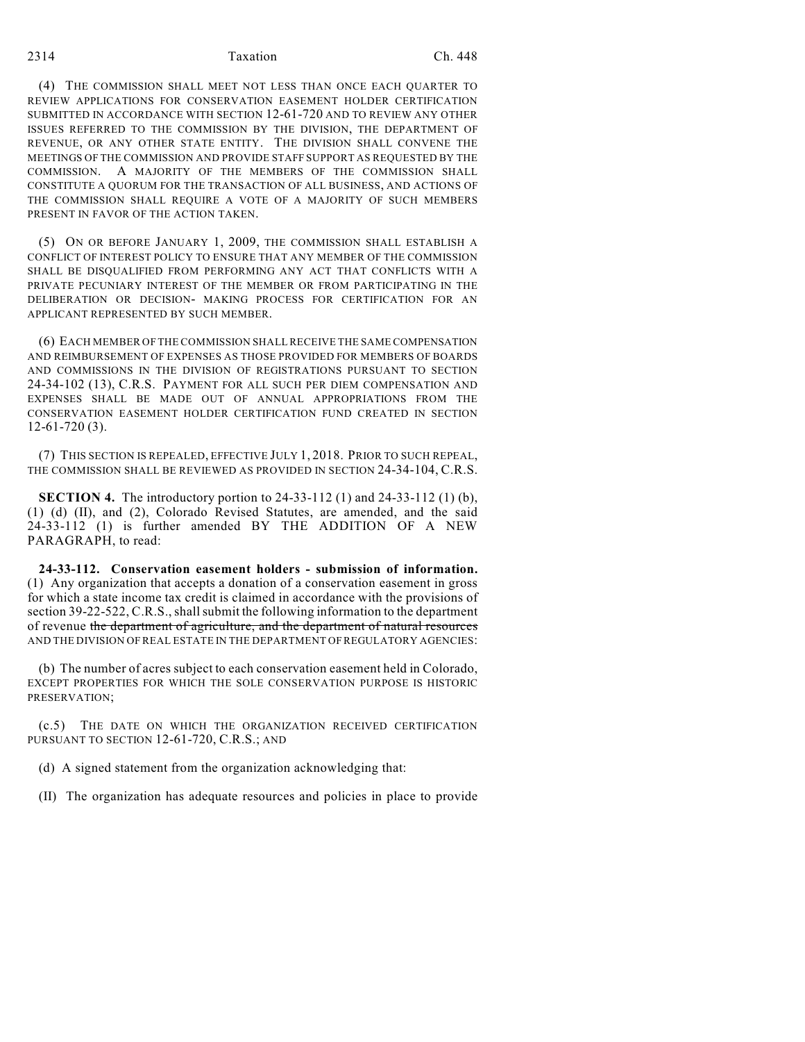(4) THE COMMISSION SHALL MEET NOT LESS THAN ONCE EACH QUARTER TO REVIEW APPLICATIONS FOR CONSERVATION EASEMENT HOLDER CERTIFICATION SUBMITTED IN ACCORDANCE WITH SECTION 12-61-720 AND TO REVIEW ANY OTHER ISSUES REFERRED TO THE COMMISSION BY THE DIVISION, THE DEPARTMENT OF REVENUE, OR ANY OTHER STATE ENTITY. THE DIVISION SHALL CONVENE THE MEETINGS OF THE COMMISSION AND PROVIDE STAFF SUPPORT AS REQUESTED BY THE COMMISSION. A MAJORITY OF THE MEMBERS OF THE COMMISSION SHALL CONSTITUTE A QUORUM FOR THE TRANSACTION OF ALL BUSINESS, AND ACTIONS OF THE COMMISSION SHALL REQUIRE A VOTE OF A MAJORITY OF SUCH MEMBERS PRESENT IN FAVOR OF THE ACTION TAKEN.

(5) ON OR BEFORE JANUARY 1, 2009, THE COMMISSION SHALL ESTABLISH A CONFLICT OF INTEREST POLICY TO ENSURE THAT ANY MEMBER OF THE COMMISSION SHALL BE DISQUALIFIED FROM PERFORMING ANY ACT THAT CONFLICTS WITH A PRIVATE PECUNIARY INTEREST OF THE MEMBER OR FROM PARTICIPATING IN THE DELIBERATION OR DECISION- MAKING PROCESS FOR CERTIFICATION FOR AN APPLICANT REPRESENTED BY SUCH MEMBER.

(6) EACH MEMBER OF THE COMMISSION SHALL RECEIVE THE SAME COMPENSATION AND REIMBURSEMENT OF EXPENSES AS THOSE PROVIDED FOR MEMBERS OF BOARDS AND COMMISSIONS IN THE DIVISION OF REGISTRATIONS PURSUANT TO SECTION 24-34-102 (13), C.R.S. PAYMENT FOR ALL SUCH PER DIEM COMPENSATION AND EXPENSES SHALL BE MADE OUT OF ANNUAL APPROPRIATIONS FROM THE CONSERVATION EASEMENT HOLDER CERTIFICATION FUND CREATED IN SECTION 12-61-720 (3).

(7) THIS SECTION IS REPEALED, EFFECTIVE JULY 1, 2018. PRIOR TO SUCH REPEAL, THE COMMISSION SHALL BE REVIEWED AS PROVIDED IN SECTION 24-34-104, C.R.S.

**SECTION 4.** The introductory portion to 24-33-112 (1) and 24-33-112 (1) (b), (1) (d) (II), and (2), Colorado Revised Statutes, are amended, and the said 24-33-112 (1) is further amended BY THE ADDITION OF A NEW PARAGRAPH, to read:

**24-33-112. Conservation easement holders - submission of information.** (1) Any organization that accepts a donation of a conservation easement in gross for which a state income tax credit is claimed in accordance with the provisions of section 39-22-522, C.R.S., shall submit the following information to the department of revenue ~~the department of agriculture, and the department of natural resources~~ AND THE DIVISION OF REAL ESTATE IN THE DEPARTMENT OF REGULATORY AGENCIES:

(b) The number of acres subject to each conservation easement held in Colorado, EXCEPT PROPERTIES FOR WHICH THE SOLE CONSERVATION PURPOSE IS HISTORIC PRESERVATION;

(c.5) THE DATE ON WHICH THE ORGANIZATION RECEIVED CERTIFICATION PURSUANT TO SECTION 12-61-720, C.R.S.; AND

(d) A signed statement from the organization acknowledging that:

(II) The organization has adequate resources and policies in place to provide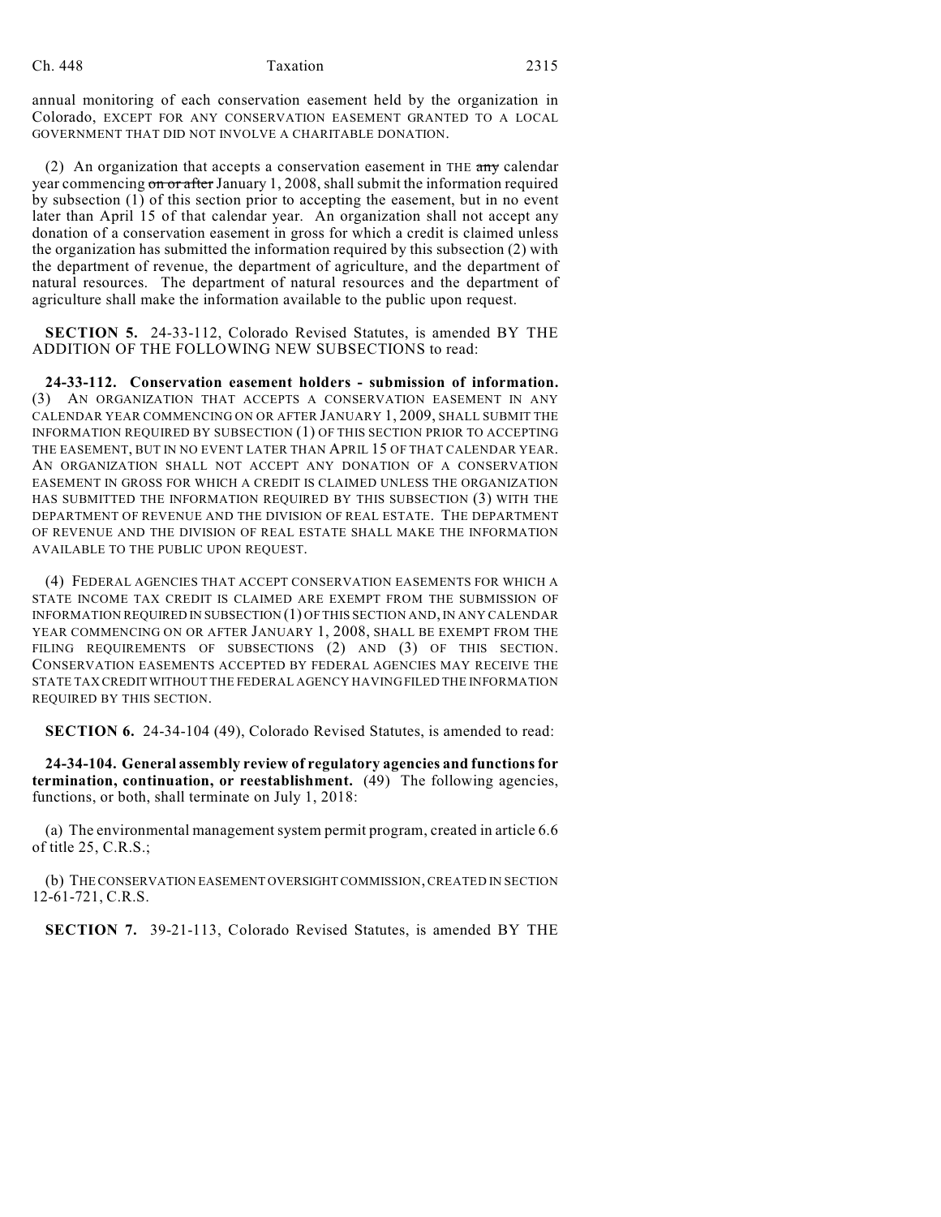annual monitoring of each conservation easement held by the organization in Colorado, EXCEPT FOR ANY CONSERVATION EASEMENT GRANTED TO A LOCAL GOVERNMENT THAT DID NOT INVOLVE A CHARITABLE DONATION.

(2) An organization that accepts a conservation easement in THE ~~any~~ calendar year commencing ~~on or after~~ January 1, 2008, shall submit the information required by subsection (1) of this section prior to accepting the easement, but in no event later than April 15 of that calendar year. An organization shall not accept any donation of a conservation easement in gross for which a credit is claimed unless the organization has submitted the information required by this subsection (2) with the department of revenue, the department of agriculture, and the department of natural resources. The department of natural resources and the department of agriculture shall make the information available to the public upon request.

**SECTION 5.** 24-33-112, Colorado Revised Statutes, is amended BY THE ADDITION OF THE FOLLOWING NEW SUBSECTIONS to read:

**24-33-112. Conservation easement holders - submission of information.** (3) AN ORGANIZATION THAT ACCEPTS A CONSERVATION EASEMENT IN ANY CALENDAR YEAR COMMENCING ON OR AFTER JANUARY 1, 2009, SHALL SUBMIT THE INFORMATION REQUIRED BY SUBSECTION (1) OF THIS SECTION PRIOR TO ACCEPTING THE EASEMENT, BUT IN NO EVENT LATER THAN APRIL 15 OF THAT CALENDAR YEAR. AN ORGANIZATION SHALL NOT ACCEPT ANY DONATION OF A CONSERVATION EASEMENT IN GROSS FOR WHICH A CREDIT IS CLAIMED UNLESS THE ORGANIZATION HAS SUBMITTED THE INFORMATION REQUIRED BY THIS SUBSECTION (3) WITH THE DEPARTMENT OF REVENUE AND THE DIVISION OF REAL ESTATE. THE DEPARTMENT OF REVENUE AND THE DIVISION OF REAL ESTATE SHALL MAKE THE INFORMATION AVAILABLE TO THE PUBLIC UPON REQUEST.

(4) FEDERAL AGENCIES THAT ACCEPT CONSERVATION EASEMENTS FOR WHICH A STATE INCOME TAX CREDIT IS CLAIMED ARE EXEMPT FROM THE SUBMISSION OF INFORMATION REQUIRED IN SUBSECTION (1) OF THIS SECTION AND, IN ANY CALENDAR YEAR COMMENCING ON OR AFTER JANUARY 1, 2008, SHALL BE EXEMPT FROM THE FILING REQUIREMENTS OF SUBSECTIONS (2) AND (3) OF THIS SECTION. CONSERVATION EASEMENTS ACCEPTED BY FEDERAL AGENCIES MAY RECEIVE THE STATE TAX CREDIT WITHOUT THE FEDERAL AGENCY HAVING FILED THE INFORMATION REQUIRED BY THIS SECTION.

**SECTION 6.** 24-34-104 (49), Colorado Revised Statutes, is amended to read:

**24-34-104. General assembly review of regulatory agencies and functions for termination, continuation, or reestablishment.** (49) The following agencies, functions, or both, shall terminate on July 1, 2018:

(a) The environmental management system permit program, created in article 6.6 of title 25, C.R.S.;

(b) THE CONSERVATION EASEMENT OVERSIGHT COMMISSION, CREATED IN SECTION 12-61-721, C.R.S.

**SECTION 7.** 39-21-113, Colorado Revised Statutes, is amended BY THE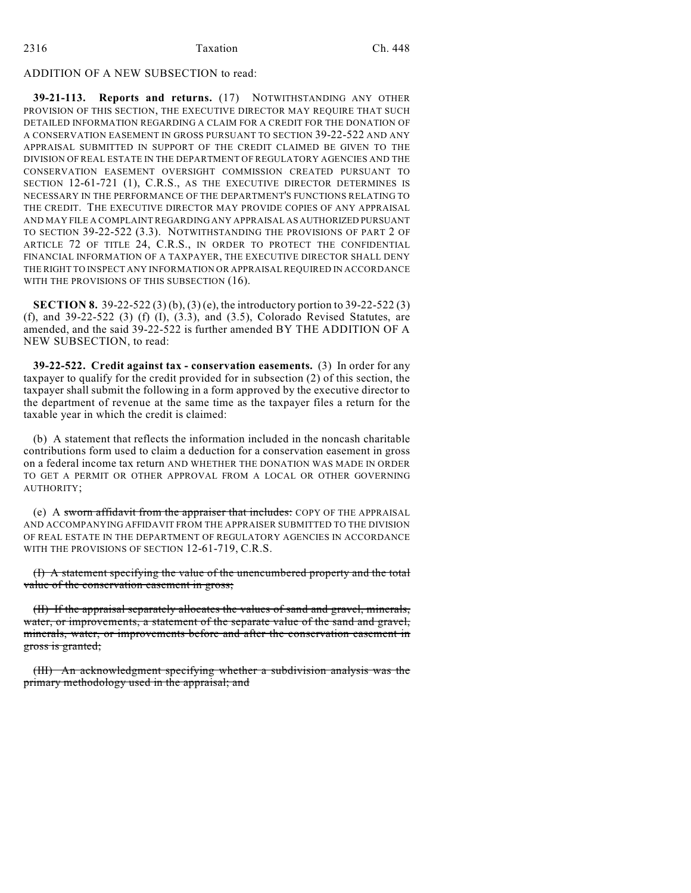ADDITION OF A NEW SUBSECTION to read:

**39-21-113. Reports and returns.** (17) NOTWITHSTANDING ANY OTHER PROVISION OF THIS SECTION, THE EXECUTIVE DIRECTOR MAY REQUIRE THAT SUCH DETAILED INFORMATION REGARDING A CLAIM FOR A CREDIT FOR THE DONATION OF A CONSERVATION EASEMENT IN GROSS PURSUANT TO SECTION 39-22-522 AND ANY APPRAISAL SUBMITTED IN SUPPORT OF THE CREDIT CLAIMED BE GIVEN TO THE DIVISION OF REAL ESTATE IN THE DEPARTMENT OF REGULATORY AGENCIES AND THE CONSERVATION EASEMENT OVERSIGHT COMMISSION CREATED PURSUANT TO SECTION 12-61-721 (1), C.R.S., AS THE EXECUTIVE DIRECTOR DETERMINES IS NECESSARY IN THE PERFORMANCE OF THE DEPARTMENT'S FUNCTIONS RELATING TO THE CREDIT. THE EXECUTIVE DIRECTOR MAY PROVIDE COPIES OF ANY APPRAISAL AND MAY FILE A COMPLAINT REGARDING ANY APPRAISAL AS AUTHORIZED PURSUANT TO SECTION 39-22-522 (3.3). NOTWITHSTANDING THE PROVISIONS OF PART 2 OF ARTICLE 72 OF TITLE 24, C.R.S., IN ORDER TO PROTECT THE CONFIDENTIAL FINANCIAL INFORMATION OF A TAXPAYER, THE EXECUTIVE DIRECTOR SHALL DENY THE RIGHT TO INSPECT ANY INFORMATION OR APPRAISAL REQUIRED IN ACCORDANCE WITH THE PROVISIONS OF THIS SUBSECTION (16).

**SECTION 8.** 39-22-522 (3) (b), (3) (e), the introductory portion to 39-22-522 (3) (f), and 39-22-522 (3) (f) (I), (3.3), and (3.5), Colorado Revised Statutes, are amended, and the said 39-22-522 is further amended BY THE ADDITION OF A NEW SUBSECTION, to read:

**39-22-522. Credit against tax - conservation easements.** (3) In order for any taxpayer to qualify for the credit provided for in subsection (2) of this section, the taxpayer shall submit the following in a form approved by the executive director to the department of revenue at the same time as the taxpayer files a return for the taxable year in which the credit is claimed:

(b) A statement that reflects the information included in the noncash charitable contributions form used to claim a deduction for a conservation easement in gross on a federal income tax return AND WHETHER THE DONATION WAS MADE IN ORDER TO GET A PERMIT OR OTHER APPROVAL FROM A LOCAL OR OTHER GOVERNING AUTHORITY;

(e) A ~~sworn affidavit from the appraiser that includes:~~ COPY OF THE APPRAISAL AND ACCOMPANYING AFFIDAVIT FROM THE APPRAISER SUBMITTED TO THE DIVISION OF REAL ESTATE IN THE DEPARTMENT OF REGULATORY AGENCIES IN ACCORDANCE WITH THE PROVISIONS OF SECTION 12-61-719, C.R.S.

~~(I) A statement specifying the value of the unencumbered property and the total value of the conservation easement in gross;~~

~~(II) If the appraisal separately allocates the values of sand and gravel, minerals, water, or improvements, a statement of the separate value of the sand and gravel, minerals, water, or improvements before and after the conservation easement in gross is granted;~~

~~(III) An acknowledgment specifying whether a subdivision analysis was the primary methodology used in the appraisal; and~~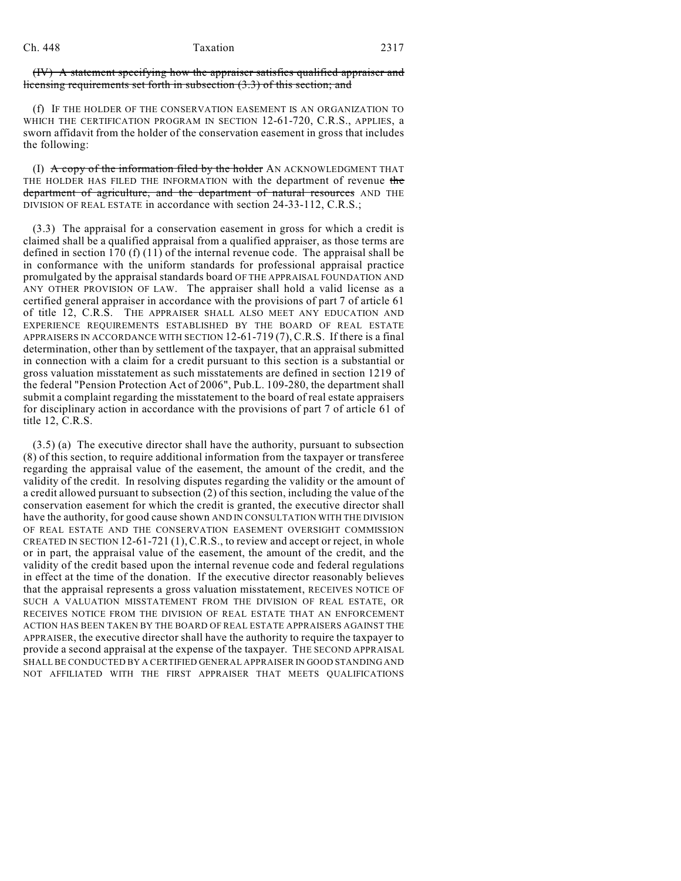~~(IV) A statement specifying how the appraiser satisfies qualified appraiser and licensing requirements set forth in subsection (3.3) of this section; and~~

(f) IF THE HOLDER OF THE CONSERVATION EASEMENT IS AN ORGANIZATION TO WHICH THE CERTIFICATION PROGRAM IN SECTION 12-61-720, C.R.S., APPLIES, a sworn affidavit from the holder of the conservation easement in gross that includes the following:

(I) ~~A copy of the information filed by the holder~~ AN ACKNOWLEDGMENT THAT THE HOLDER HAS FILED THE INFORMATION with the department of revenue ~~the department of agriculture, and the department of natural resources~~ AND THE DIVISION OF REAL ESTATE in accordance with section 24-33-112, C.R.S.;

(3.3) The appraisal for a conservation easement in gross for which a credit is claimed shall be a qualified appraisal from a qualified appraiser, as those terms are defined in section 170 (f) (11) of the internal revenue code. The appraisal shall be in conformance with the uniform standards for professional appraisal practice promulgated by the appraisal standards board OF THE APPRAISAL FOUNDATION AND ANY OTHER PROVISION OF LAW. The appraiser shall hold a valid license as a certified general appraiser in accordance with the provisions of part 7 of article 61 of title 12, C.R.S. THE APPRAISER SHALL ALSO MEET ANY EDUCATION AND EXPERIENCE REQUIREMENTS ESTABLISHED BY THE BOARD OF REAL ESTATE APPRAISERS IN ACCORDANCE WITH SECTION 12-61-719 (7), C.R.S. If there is a final determination, other than by settlement of the taxpayer, that an appraisal submitted in connection with a claim for a credit pursuant to this section is a substantial or gross valuation misstatement as such misstatements are defined in section 1219 of the federal "Pension Protection Act of 2006", Pub.L. 109-280, the department shall submit a complaint regarding the misstatement to the board of real estate appraisers for disciplinary action in accordance with the provisions of part 7 of article 61 of title 12, C.R.S.

(3.5) (a) The executive director shall have the authority, pursuant to subsection (8) of this section, to require additional information from the taxpayer or transferee regarding the appraisal value of the easement, the amount of the credit, and the validity of the credit. In resolving disputes regarding the validity or the amount of a credit allowed pursuant to subsection (2) of this section, including the value of the conservation easement for which the credit is granted, the executive director shall have the authority, for good cause shown AND IN CONSULTATION WITH THE DIVISION OF REAL ESTATE AND THE CONSERVATION EASEMENT OVERSIGHT COMMISSION CREATED IN SECTION 12-61-721 (1), C.R.S., to review and accept or reject, in whole or in part, the appraisal value of the easement, the amount of the credit, and the validity of the credit based upon the internal revenue code and federal regulations in effect at the time of the donation. If the executive director reasonably believes that the appraisal represents a gross valuation misstatement, RECEIVES NOTICE OF SUCH A VALUATION MISSTATEMENT FROM THE DIVISION OF REAL ESTATE, OR RECEIVES NOTICE FROM THE DIVISION OF REAL ESTATE THAT AN ENFORCEMENT ACTION HAS BEEN TAKEN BY THE BOARD OF REAL ESTATE APPRAISERS AGAINST THE APPRAISER, the executive director shall have the authority to require the taxpayer to provide a second appraisal at the expense of the taxpayer. THE SECOND APPRAISAL SHALL BE CONDUCTED BY A CERTIFIED GENERAL APPRAISER IN GOOD STANDING AND NOT AFFILIATED WITH THE FIRST APPRAISER THAT MEETS QUALIFICATIONS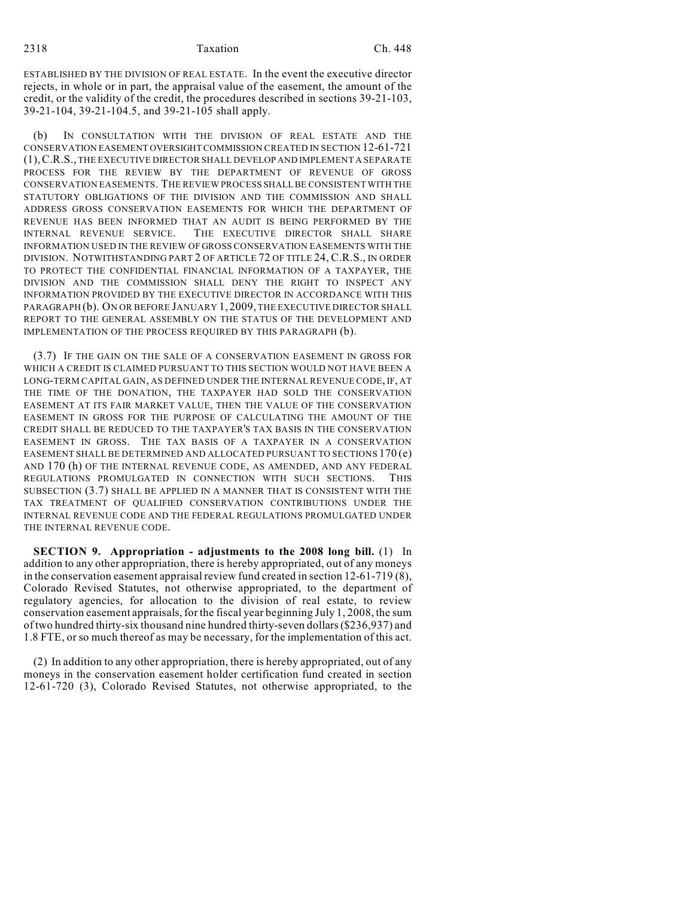ESTABLISHED BY THE DIVISION OF REAL ESTATE. In the event the executive director rejects, in whole or in part, the appraisal value of the easement, the amount of the credit, or the validity of the credit, the procedures described in sections 39-21-103, 39-21-104, 39-21-104.5, and 39-21-105 shall apply.

(b) IN CONSULTATION WITH THE DIVISION OF REAL ESTATE AND THE CONSERVATION EASEMENT OVERSIGHT COMMISSION CREATED IN SECTION 12-61-721 (1), C.R.S., THE EXECUTIVE DIRECTOR SHALL DEVELOP AND IMPLEMENT A SEPARATE PROCESS FOR THE REVIEW BY THE DEPARTMENT OF REVENUE OF GROSS CONSERVATION EASEMENTS. THE REVIEW PROCESS SHALL BE CONSISTENT WITH THE STATUTORY OBLIGATIONS OF THE DIVISION AND THE COMMISSION AND SHALL ADDRESS GROSS CONSERVATION EASEMENTS FOR WHICH THE DEPARTMENT OF REVENUE HAS BEEN INFORMED THAT AN AUDIT IS BEING PERFORMED BY THE INTERNAL REVENUE SERVICE. THE EXECUTIVE DIRECTOR SHALL SHARE INFORMATION USED IN THE REVIEW OF GROSS CONSERVATION EASEMENTS WITH THE DIVISION. NOTWITHSTANDING PART 2 OF ARTICLE 72 OF TITLE 24, C.R.S., IN ORDER TO PROTECT THE CONFIDENTIAL FINANCIAL INFORMATION OF A TAXPAYER, THE DIVISION AND THE COMMISSION SHALL DENY THE RIGHT TO INSPECT ANY INFORMATION PROVIDED BY THE EXECUTIVE DIRECTOR IN ACCORDANCE WITH THIS PARAGRAPH (b). ON OR BEFORE JANUARY 1, 2009, THE EXECUTIVE DIRECTOR SHALL REPORT TO THE GENERAL ASSEMBLY ON THE STATUS OF THE DEVELOPMENT AND IMPLEMENTATION OF THE PROCESS REQUIRED BY THIS PARAGRAPH (b).

(3.7) IF THE GAIN ON THE SALE OF A CONSERVATION EASEMENT IN GROSS FOR WHICH A CREDIT IS CLAIMED PURSUANT TO THIS SECTION WOULD NOT HAVE BEEN A LONG-TERM CAPITAL GAIN, AS DEFINED UNDER THE INTERNAL REVENUE CODE, IF, AT THE TIME OF THE DONATION, THE TAXPAYER HAD SOLD THE CONSERVATION EASEMENT AT ITS FAIR MARKET VALUE, THEN THE VALUE OF THE CONSERVATION EASEMENT IN GROSS FOR THE PURPOSE OF CALCULATING THE AMOUNT OF THE CREDIT SHALL BE REDUCED TO THE TAXPAYER'S TAX BASIS IN THE CONSERVATION EASEMENT IN GROSS. THE TAX BASIS OF A TAXPAYER IN A CONSERVATION EASEMENT SHALL BE DETERMINED AND ALLOCATED PURSUANT TO SECTIONS 170 (e) AND 170 (h) OF THE INTERNAL REVENUE CODE, AS AMENDED, AND ANY FEDERAL REGULATIONS PROMULGATED IN CONNECTION WITH SUCH SECTIONS. THIS SUBSECTION (3.7) SHALL BE APPLIED IN A MANNER THAT IS CONSISTENT WITH THE TAX TREATMENT OF QUALIFIED CONSERVATION CONTRIBUTIONS UNDER THE INTERNAL REVENUE CODE AND THE FEDERAL REGULATIONS PROMULGATED UNDER THE INTERNAL REVENUE CODE.

**SECTION 9. Appropriation - adjustments to the 2008 long bill.** (1) In addition to any other appropriation, there is hereby appropriated, out of any moneys in the conservation easement appraisal review fund created in section 12-61-719 (8), Colorado Revised Statutes, not otherwise appropriated, to the department of regulatory agencies, for allocation to the division of real estate, to review conservation easement appraisals, for the fiscal year beginning July 1, 2008, the sum of two hundred thirty-six thousand nine hundred thirty-seven dollars ($236,937) and 1.8 FTE, or so much thereof as may be necessary, for the implementation of this act.

(2) In addition to any other appropriation, there is hereby appropriated, out of any moneys in the conservation easement holder certification fund created in section 12-61-720 (3), Colorado Revised Statutes, not otherwise appropriated, to the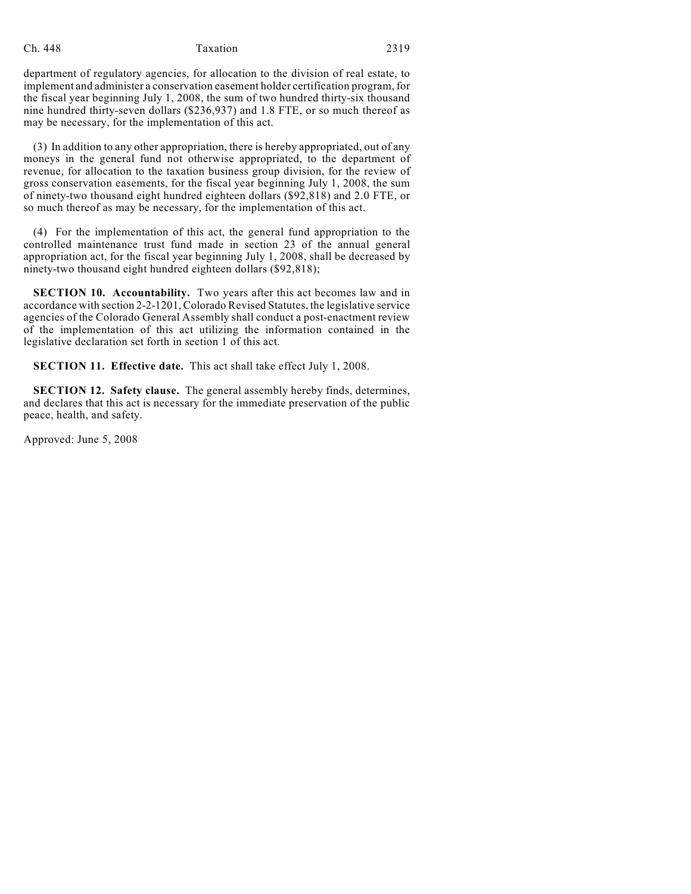department of regulatory agencies, for allocation to the division of real estate, to implement and administer a conservation easement holder certification program, for the fiscal year beginning July 1, 2008, the sum of two hundred thirty-six thousand nine hundred thirty-seven dollars ($236,937) and 1.8 FTE, or so much thereof as may be necessary, for the implementation of this act.

(3) In addition to any other appropriation, there is hereby appropriated, out of any moneys in the general fund not otherwise appropriated, to the department of revenue, for allocation to the taxation business group division, for the review of gross conservation easements, for the fiscal year beginning July 1, 2008, the sum of ninety-two thousand eight hundred eighteen dollars ($92,818) and 2.0 FTE, or so much thereof as may be necessary, for the implementation of this act.

(4) For the implementation of this act, the general fund appropriation to the controlled maintenance trust fund made in section 23 of the annual general appropriation act, for the fiscal year beginning July 1, 2008, shall be decreased by ninety-two thousand eight hundred eighteen dollars ($92,818);

**SECTION 10. Accountability.** Two years after this act becomes law and in accordance with section 2-2-1201, Colorado Revised Statutes, the legislative service agencies of the Colorado General Assembly shall conduct a post-enactment review of the implementation of this act utilizing the information contained in the legislative declaration set forth in section 1 of this act.

**SECTION 11. Effective date.** This act shall take effect July 1, 2008.

**SECTION 12. Safety clause.** The general assembly hereby finds, determines, and declares that this act is necessary for the immediate preservation of the public peace, health, and safety.

Approved: June 5, 2008